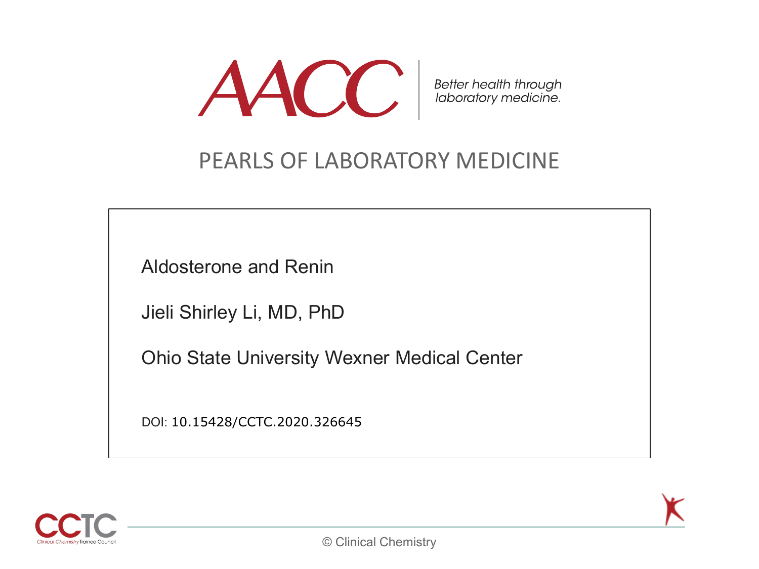AACC — Better health through laboratory medicine.

# PEARLS OF LABORATORY MEDICINE

## Aldosterone and Renin

Jieli Shirley Li, MD, PhD

Ohio State University Wexner Medical Center

DOI: 10.15428/CCTC.2020.326645

CCTC — Clinical Chemistry Trainee Council

© Clinical Chemistry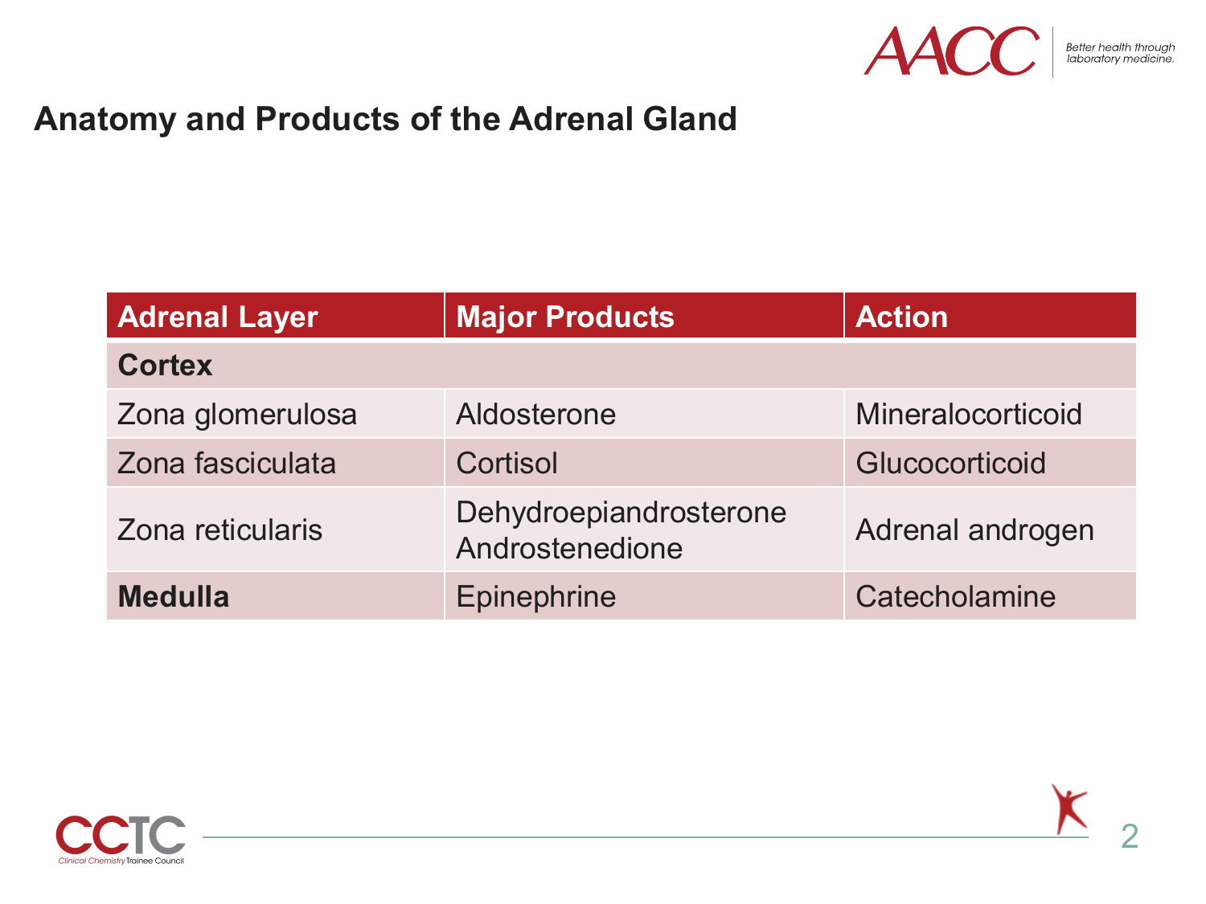# Anatomy and Products of the Adrenal Gland

| Adrenal Layer | Major Products | Action |
| --- | --- | --- |
| **Cortex** | | |
| Zona glomerulosa | Aldosterone | Mineralocorticoid |
| Zona fasciculata | Cortisol | Glucocorticoid |
| Zona reticularis | Dehydroepiandrosterone<br>Androstenedione | Adrenal androgen |
| **Medulla** | Epinephrine | Catecholamine |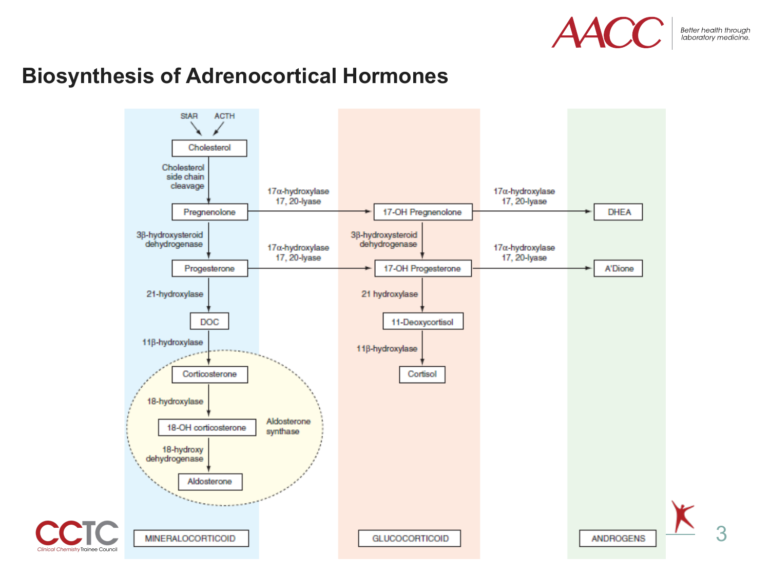# Biosynthesis of Adrenocortical Hormones

**MINERALOCORTICOID**

- StAR, ACTH → Cholesterol
- Cholesterol → (Cholesterol side chain cleavage) → Pregnenolone
- Pregnenolone → (3β-hydroxysteroid dehydrogenase) → Progesterone
- Progesterone → (21-hydroxylase) → DOC
- DOC → (11β-hydroxylase) → Corticosterone
- Corticosterone → (18-hydroxylase) → 18-OH corticosterone
- 18-OH corticosterone → (18-hydroxy dehydrogenase) → Aldosterone

Aldosterone synthase

**GLUCOCORTICOID**

- Pregnenolone → (17α-hydroxylase 17, 20-lyase) → 17-OH Pregnenolone
- Progesterone → (17α-hydroxylase 17, 20-lyase) → 17-OH Progesterone
- 17-OH Pregnenolone → (3β-hydroxysteroid dehydrogenase) → 17-OH Progesterone
- 17-OH Progesterone → (21 hydroxylase) → 11-Deoxycortisol
- 11-Deoxycortisol → (11β-hydroxylase) → Cortisol

**ANDROGENS**

- 17-OH Pregnenolone → (17α-hydroxylase 17, 20-lyase) → DHEA
- 17-OH Progesterone → (17α-hydroxylase 17, 20-lyase) → A'Dione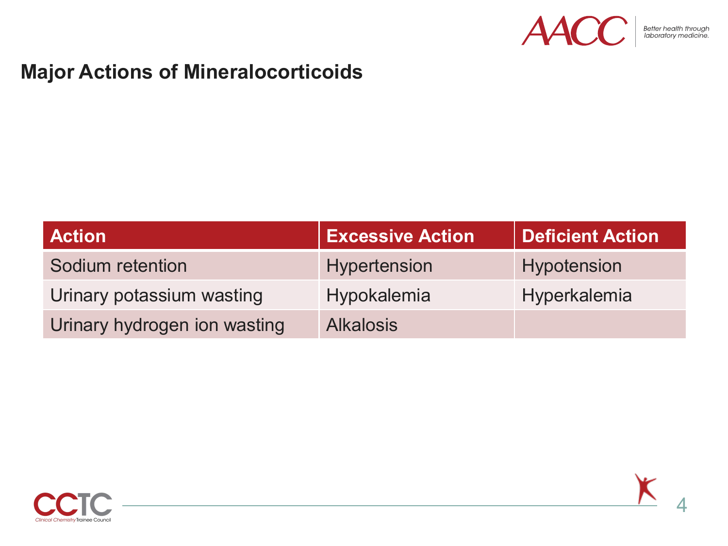## Major Actions of Mineralocorticoids

| Action | Excessive Action | Deficient Action |
| --- | --- | --- |
| Sodium retention | Hypertension | Hypotension |
| Urinary potassium wasting | Hypokalemia | Hyperkalemia |
| Urinary hydrogen ion wasting | Alkalosis | |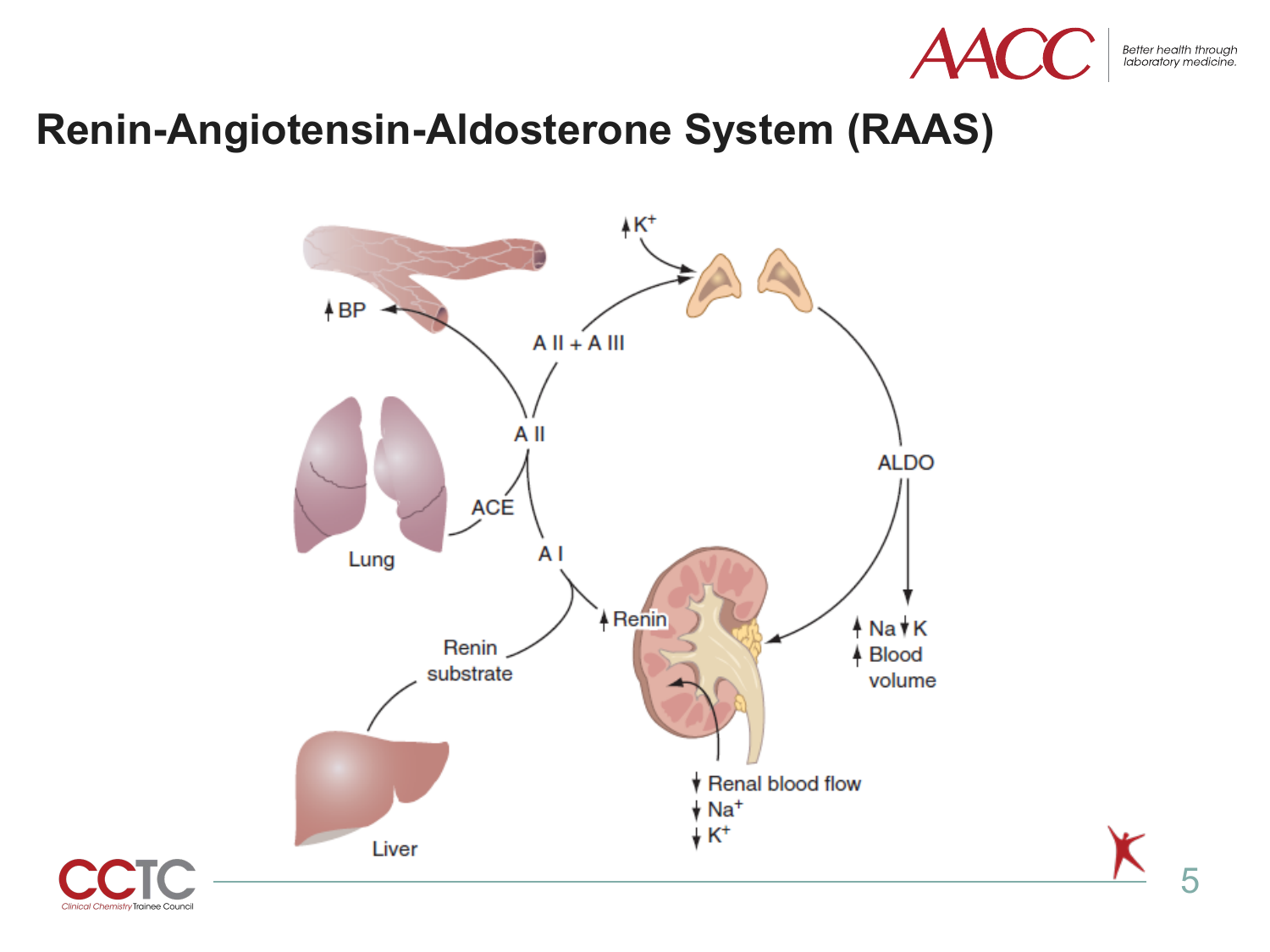# Renin-Angiotensin-Aldosterone System (RAAS)

↑BP

↑$K^+$

A II + A III

A II

ALDO

ACE

Lung

A I

↑Renin

↑Na ↓K
↑Blood volume

Renin substrate

Liver

↓Renal blood flow
↓$Na^+$
↓$K^+$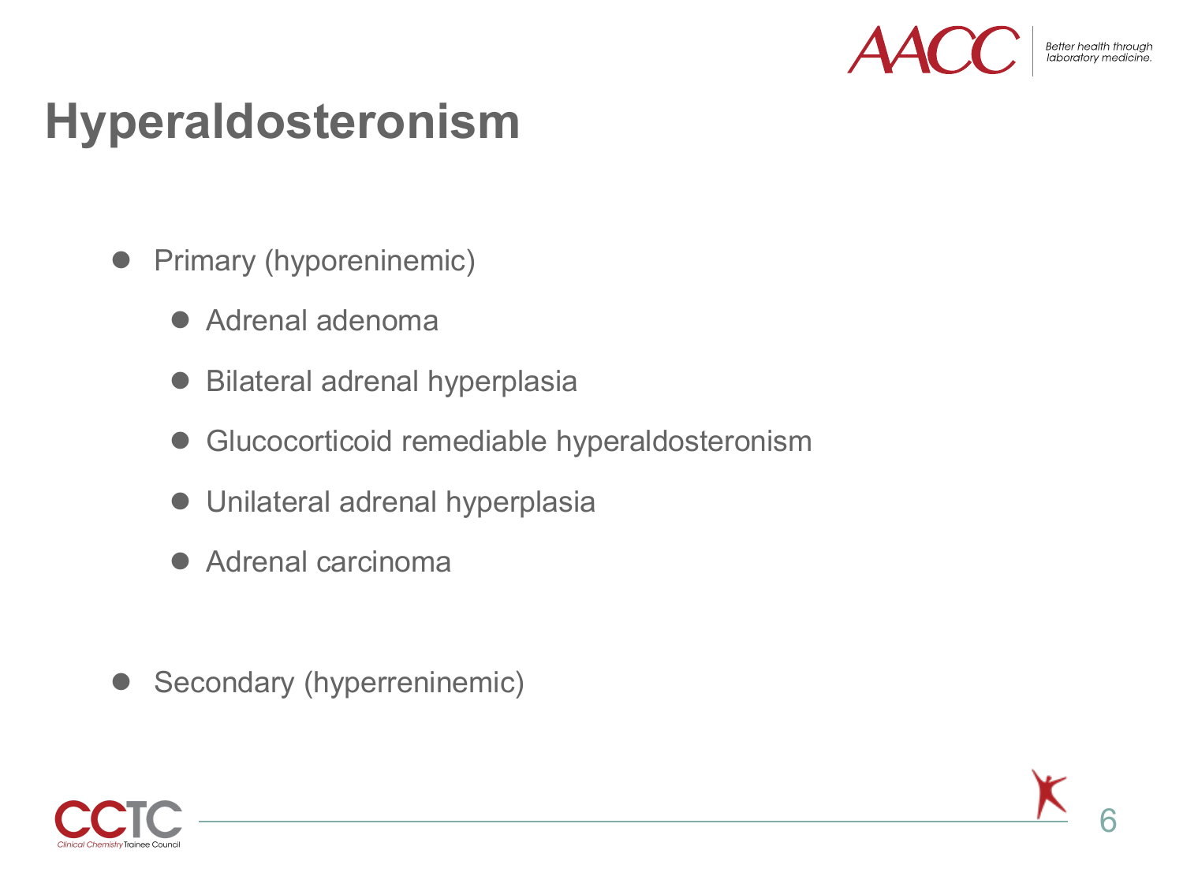# Hyperaldosteronism

- Primary (hyporeninemic)
  - Adrenal adenoma
  - Bilateral adrenal hyperplasia
  - Glucocorticoid remediable hyperaldosteronism
  - Unilateral adrenal hyperplasia
  - Adrenal carcinoma
- Secondary (hyperreninemic)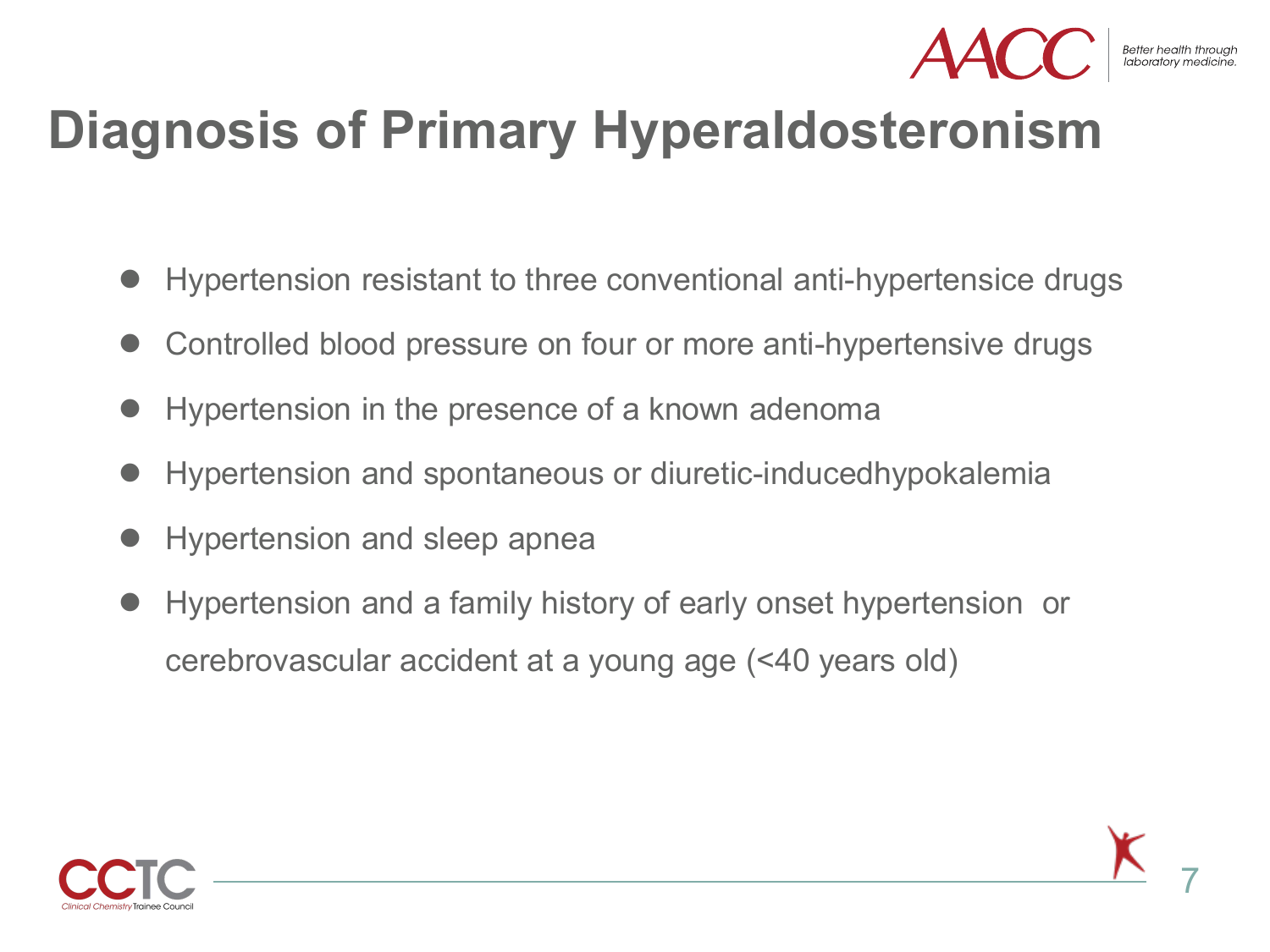# Diagnosis of Primary Hyperaldosteronism

- Hypertension resistant to three conventional anti-hypertensice drugs
- Controlled blood pressure on four or more anti-hypertensive drugs
- Hypertension in the presence of a known adenoma
- Hypertension and spontaneous or diuretic-inducedhypokalemia
- Hypertension and sleep apnea
- Hypertension and a family history of early onset hypertension or cerebrovascular accident at a young age (<40 years old)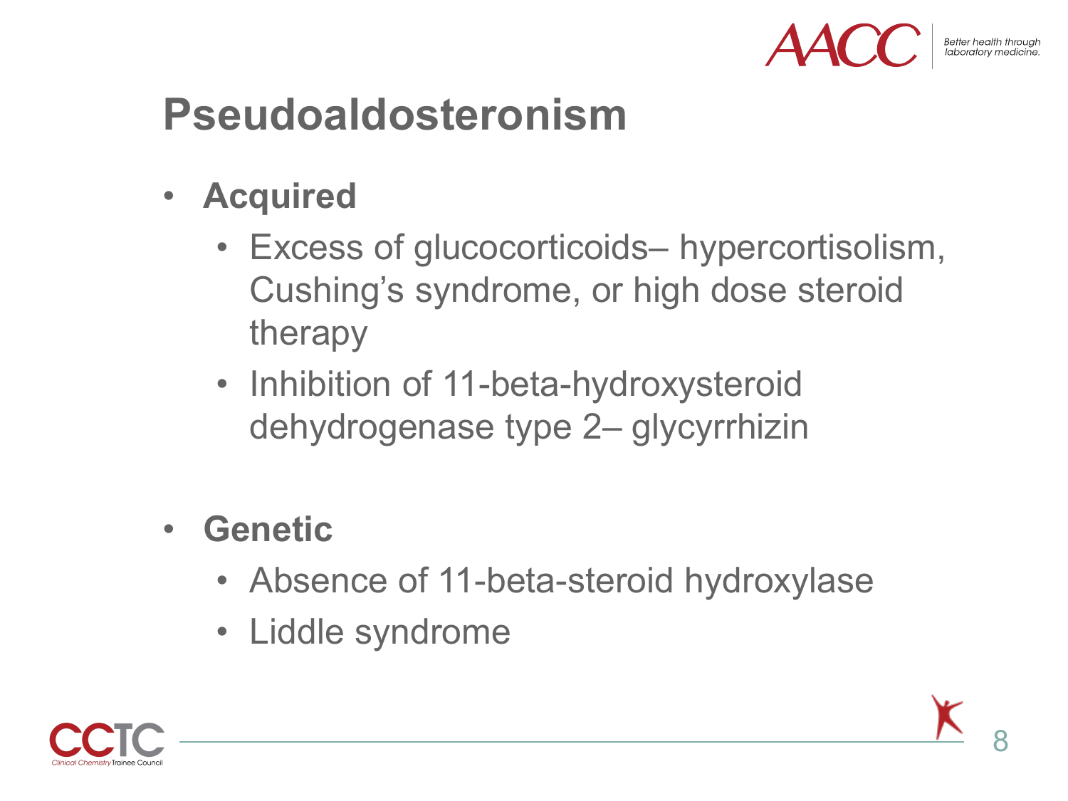# Pseudoaldosteronism

- **Acquired**
  - Excess of glucocorticoids– hypercortisolism, Cushing's syndrome, or high dose steroid therapy
  - Inhibition of 11-beta-hydroxysteroid dehydrogenase type 2– glycyrrhizin
- **Genetic**
  - Absence of 11-beta-steroid hydroxylase
  - Liddle syndrome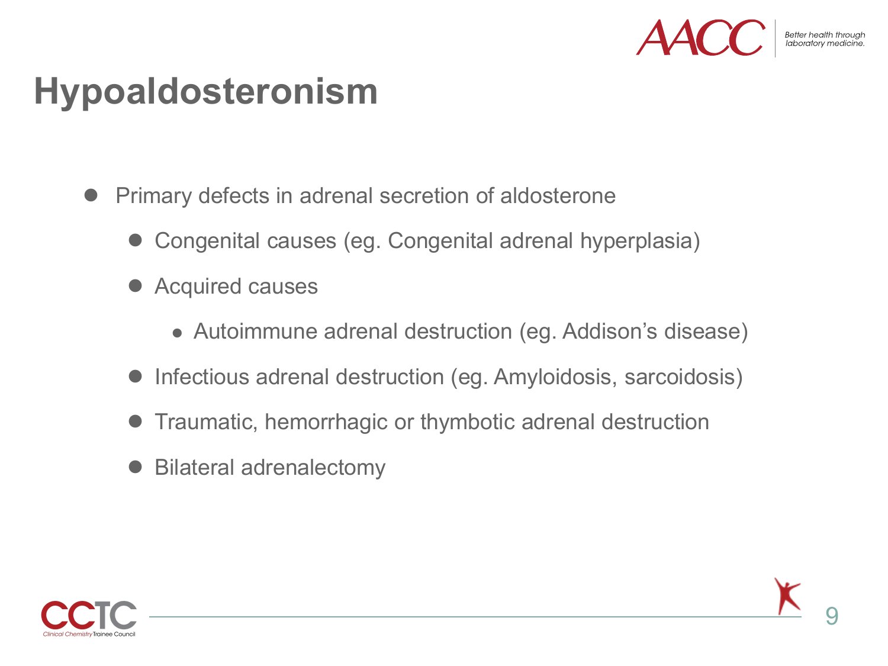# Hypoaldosteronism

- Primary defects in adrenal secretion of aldosterone
  - Congenital causes (eg. Congenital adrenal hyperplasia)
  - Acquired causes
    - Autoimmune adrenal destruction (eg. Addison's disease)
  - Infectious adrenal destruction (eg. Amyloidosis, sarcoidosis)
  - Traumatic, hemorrhagic or thymbotic adrenal destruction
  - Bilateral adrenalectomy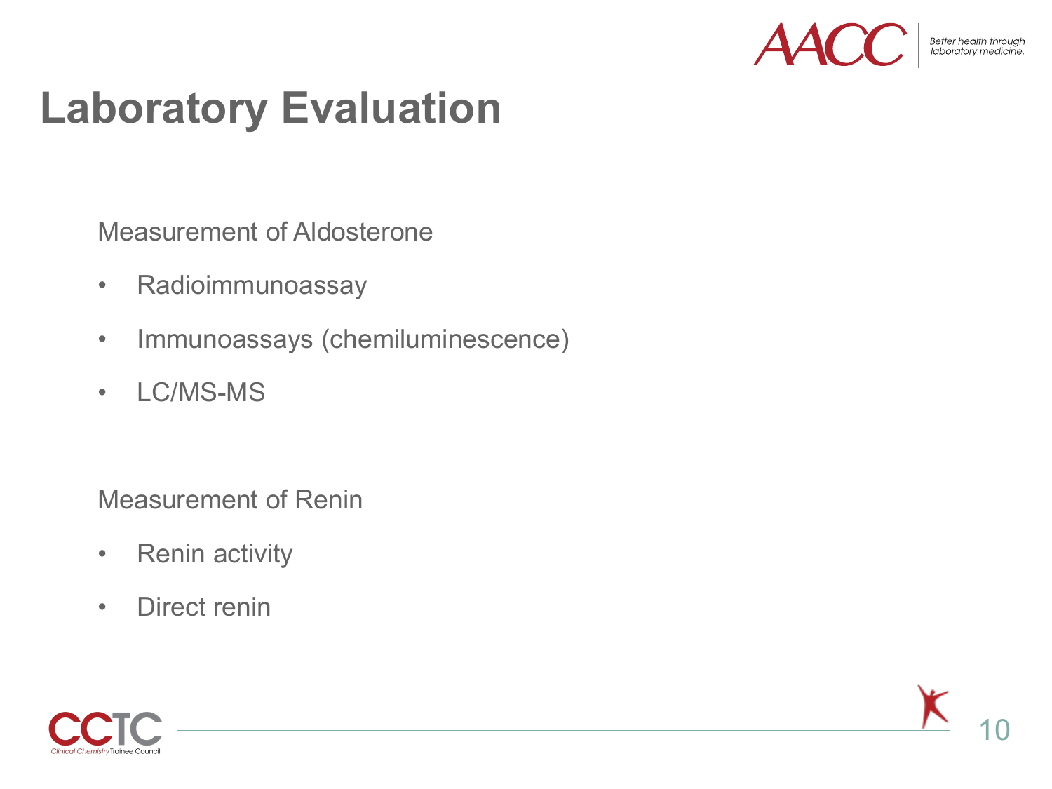# Laboratory Evaluation

Measurement of Aldosterone

- Radioimmunoassay
- Immunoassays (chemiluminescence)
- LC/MS-MS

Measurement of Renin

- Renin activity
- Direct renin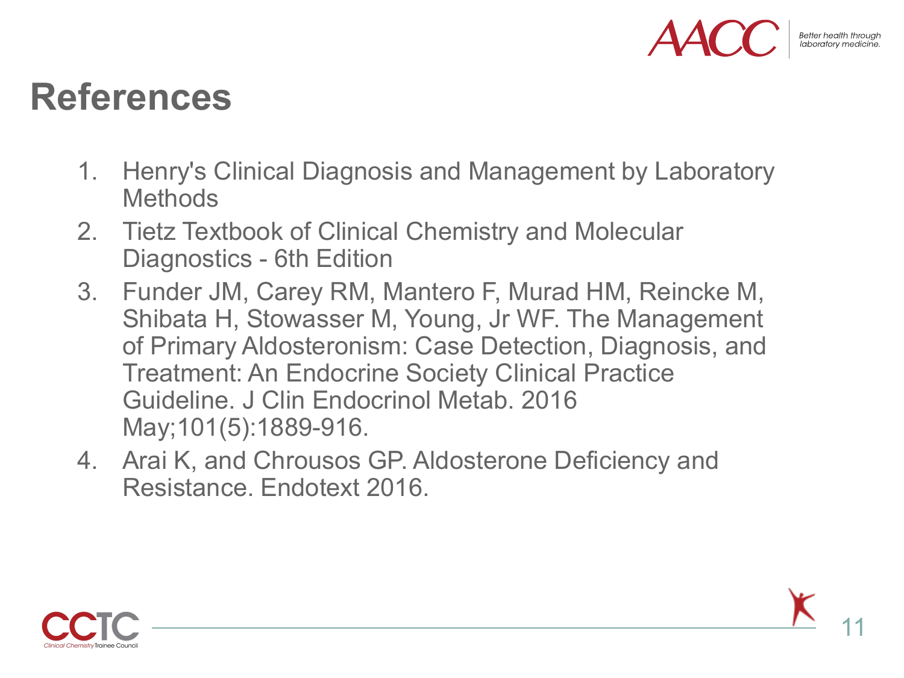# References

1. Henry's Clinical Diagnosis and Management by Laboratory Methods
2. Tietz Textbook of Clinical Chemistry and Molecular Diagnostics - 6th Edition
3. Funder JM, Carey RM, Mantero F, Murad HM, Reincke M, Shibata H, Stowasser M, Young, Jr WF. The Management of Primary Aldosteronism: Case Detection, Diagnosis, and Treatment: An Endocrine Society Clinical Practice Guideline. J Clin Endocrinol Metab. 2016 May;101(5):1889-916.
4. Arai K, and Chrousos GP. Aldosterone Deficiency and Resistance. Endotext 2016.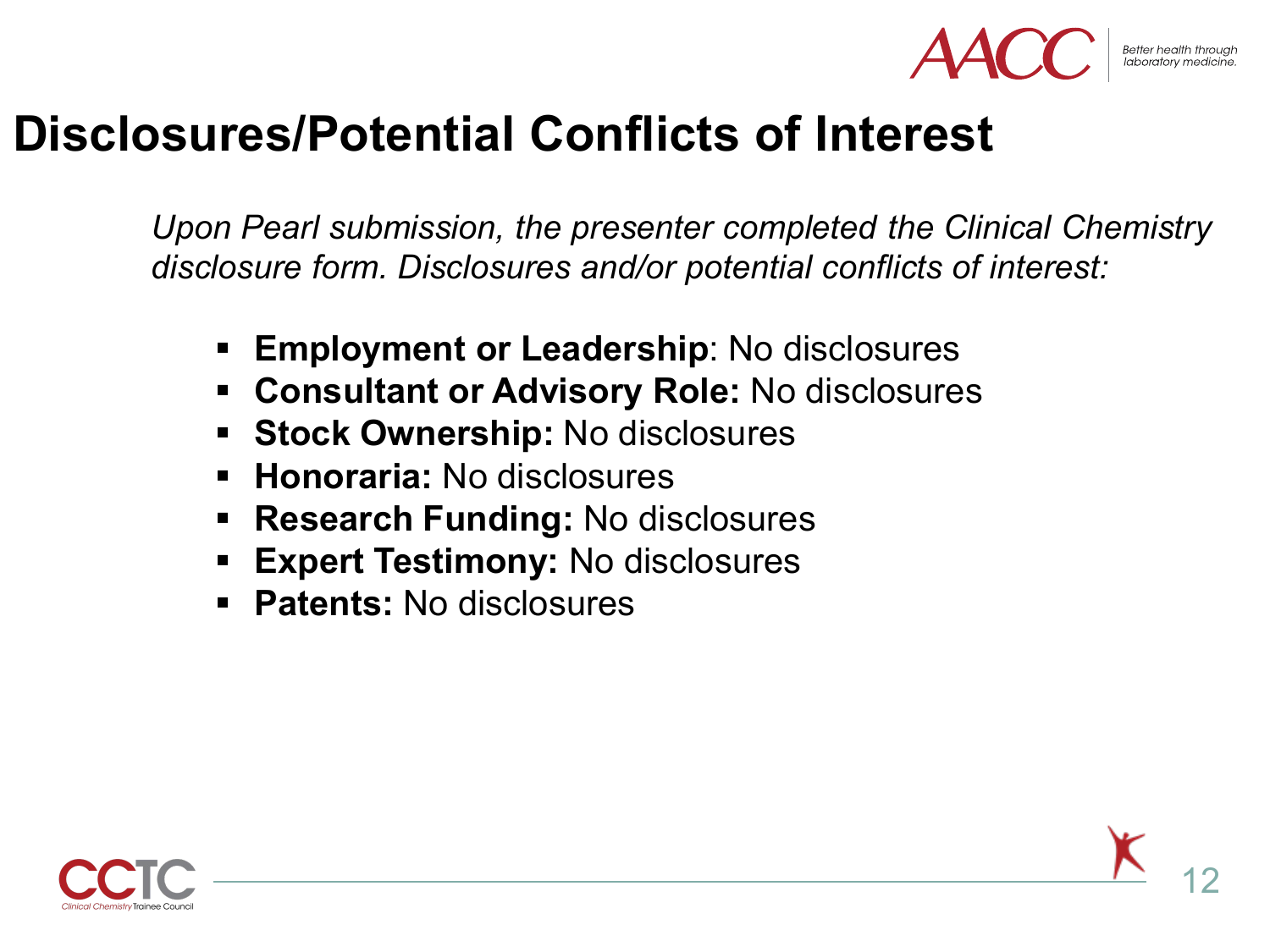# Disclosures/Potential Conflicts of Interest

*Upon Pearl submission, the presenter completed the Clinical Chemistry disclosure form. Disclosures and/or potential conflicts of interest:*

- **Employment or Leadership**: No disclosures
- **Consultant or Advisory Role:** No disclosures
- **Stock Ownership:** No disclosures
- **Honoraria:** No disclosures
- **Research Funding:** No disclosures
- **Expert Testimony:** No disclosures
- **Patents:** No disclosures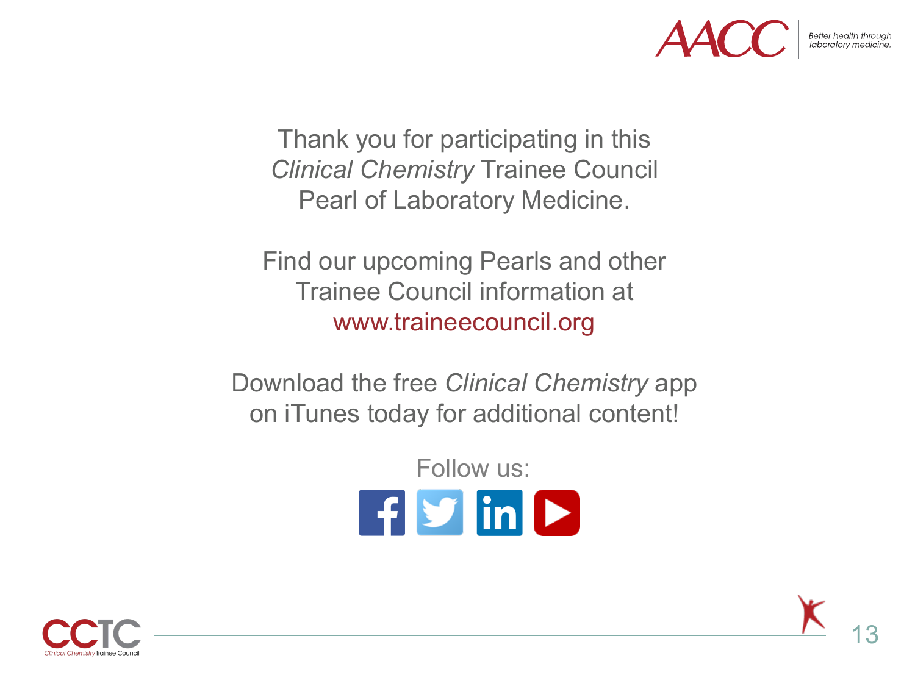Thank you for participating in this *Clinical Chemistry* Trainee Council Pearl of Laboratory Medicine.

Find our upcoming Pearls and other Trainee Council information at www.traineecouncil.org

Download the free *Clinical Chemistry* app on iTunes today for additional content!

Follow us: